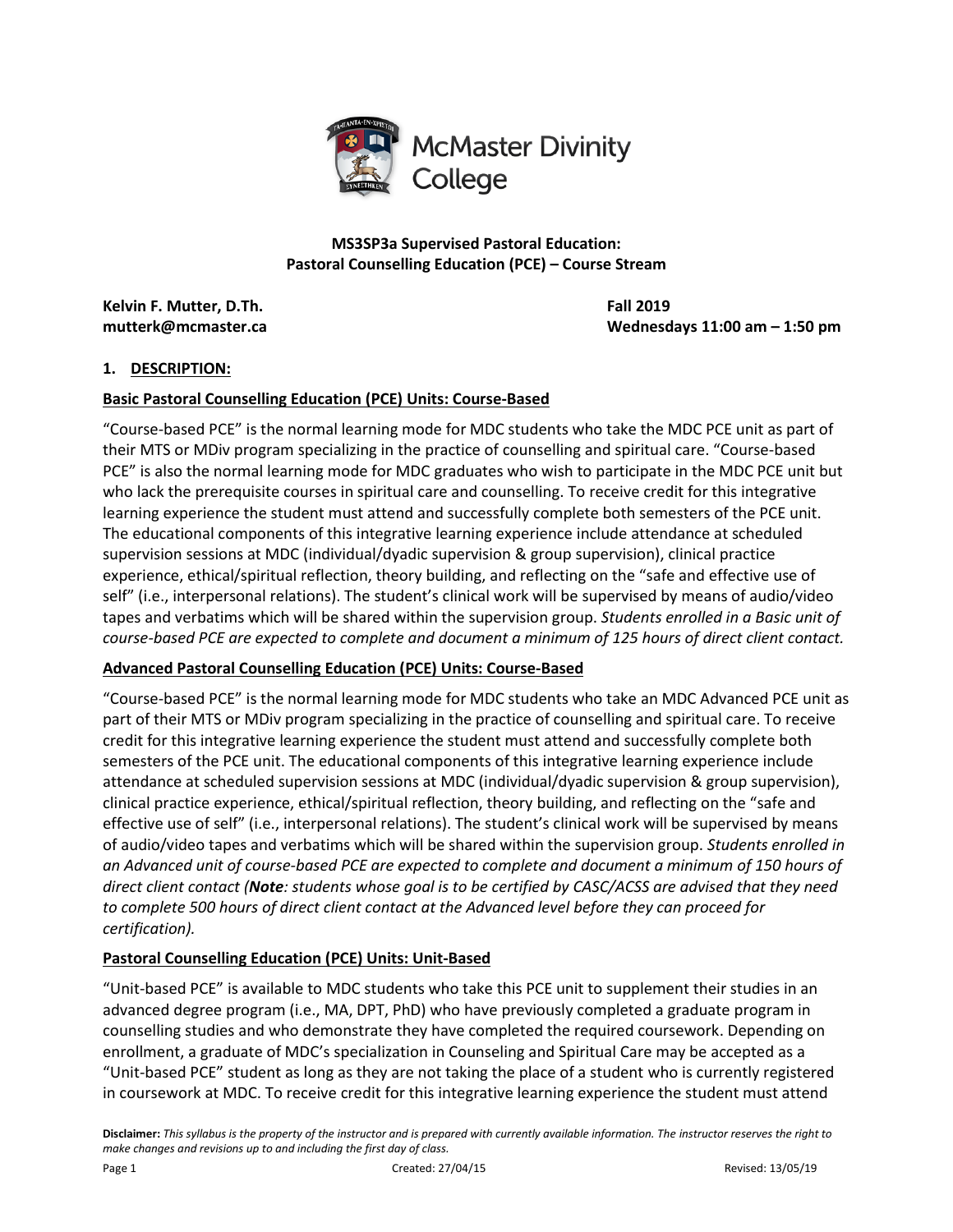McMaster Divinity College

**MS3SP3a Supervised Pastoral Education:**
**Pastoral Counselling Education (PCE) – Course Stream**

**Kelvin F. Mutter, D.Th.**
**mutterk@mcmaster.ca**

**Fall 2019**
**Wednesdays 11:00 am – 1:50 pm**

## 1. DESCRIPTION:

### Basic Pastoral Counselling Education (PCE) Units: Course-Based

"Course-based PCE" is the normal learning mode for MDC students who take the MDC PCE unit as part of their MTS or MDiv program specializing in the practice of counselling and spiritual care. "Course-based PCE" is also the normal learning mode for MDC graduates who wish to participate in the MDC PCE unit but who lack the prerequisite courses in spiritual care and counselling. To receive credit for this integrative learning experience the student must attend and successfully complete both semesters of the PCE unit. The educational components of this integrative learning experience include attendance at scheduled supervision sessions at MDC (individual/dyadic supervision & group supervision), clinical practice experience, ethical/spiritual reflection, theory building, and reflecting on the "safe and effective use of self" (i.e., interpersonal relations). The student's clinical work will be supervised by means of audio/video tapes and verbatims which will be shared within the supervision group. *Students enrolled in a Basic unit of course-based PCE are expected to complete and document a minimum of 125 hours of direct client contact.*

### Advanced Pastoral Counselling Education (PCE) Units: Course-Based

"Course-based PCE" is the normal learning mode for MDC students who take an MDC Advanced PCE unit as part of their MTS or MDiv program specializing in the practice of counselling and spiritual care. To receive credit for this integrative learning experience the student must attend and successfully complete both semesters of the PCE unit. The educational components of this integrative learning experience include attendance at scheduled supervision sessions at MDC (individual/dyadic supervision & group supervision), clinical practice experience, ethical/spiritual reflection, theory building, and reflecting on the "safe and effective use of self" (i.e., interpersonal relations). The student's clinical work will be supervised by means of audio/video tapes and verbatims which will be shared within the supervision group. *Students enrolled in an Advanced unit of course-based PCE are expected to complete and document a minimum of 150 hours of direct client contact (**Note**: students whose goal is to be certified by CASC/ACSS are advised that they need to complete 500 hours of direct client contact at the Advanced level before they can proceed for certification).*

### Pastoral Counselling Education (PCE) Units: Unit-Based

"Unit-based PCE" is available to MDC students who take this PCE unit to supplement their studies in an advanced degree program (i.e., MA, DPT, PhD) who have previously completed a graduate program in counselling studies and who demonstrate they have completed the required coursework. Depending on enrollment, a graduate of MDC's specialization in Counseling and Spiritual Care may be accepted as a "Unit-based PCE" student as long as they are not taking the place of a student who is currently registered in coursework at MDC. To receive credit for this integrative learning experience the student must attend

**Disclaimer:** *This syllabus is the property of the instructor and is prepared with currently available information. The instructor reserves the right to make changes and revisions up to and including the first day of class.*

Created: 27/04/15 Revised: 13/05/19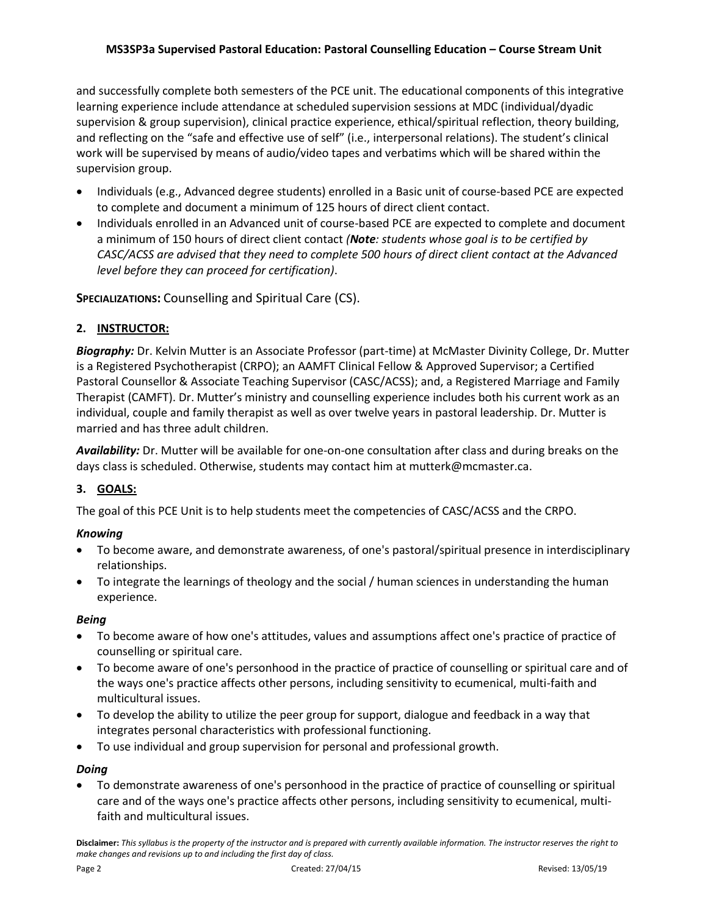and successfully complete both semesters of the PCE unit. The educational components of this integrative learning experience include attendance at scheduled supervision sessions at MDC (individual/dyadic supervision & group supervision), clinical practice experience, ethical/spiritual reflection, theory building, and reflecting on the "safe and effective use of self" (i.e., interpersonal relations). The student's clinical work will be supervised by means of audio/video tapes and verbatims which will be shared within the supervision group.

- Individuals (e.g., Advanced degree students) enrolled in a Basic unit of course-based PCE are expected to complete and document a minimum of 125 hours of direct client contact.
- Individuals enrolled in an Advanced unit of course-based PCE are expected to complete and document a minimum of 150 hours of direct client contact *(**Note**: students whose goal is to be certified by CASC/ACSS are advised that they need to complete 500 hours of direct client contact at the Advanced level before they can proceed for certification)*.

**SPECIALIZATIONS:** Counselling and Spiritual Care (CS).

## 2. INSTRUCTOR:

***Biography:*** Dr. Kelvin Mutter is an Associate Professor (part-time) at McMaster Divinity College, Dr. Mutter is a Registered Psychotherapist (CRPO); an AAMFT Clinical Fellow & Approved Supervisor; a Certified Pastoral Counsellor & Associate Teaching Supervisor (CASC/ACSS); and, a Registered Marriage and Family Therapist (CAMFT). Dr. Mutter's ministry and counselling experience includes both his current work as an individual, couple and family therapist as well as over twelve years in pastoral leadership. Dr. Mutter is married and has three adult children.

***Availability:*** Dr. Mutter will be available for one-on-one consultation after class and during breaks on the days class is scheduled. Otherwise, students may contact him at mutterk@mcmaster.ca.

## 3. GOALS:

The goal of this PCE Unit is to help students meet the competencies of CASC/ACSS and the CRPO.

***Knowing***

- To become aware, and demonstrate awareness, of one's pastoral/spiritual presence in interdisciplinary relationships.
- To integrate the learnings of theology and the social / human sciences in understanding the human experience.

***Being***

- To become aware of how one's attitudes, values and assumptions affect one's practice of practice of counselling or spiritual care.
- To become aware of one's personhood in the practice of practice of counselling or spiritual care and of the ways one's practice affects other persons, including sensitivity to ecumenical, multi-faith and multicultural issues.
- To develop the ability to utilize the peer group for support, dialogue and feedback in a way that integrates personal characteristics with professional functioning.
- To use individual and group supervision for personal and professional growth.

***Doing***

- To demonstrate awareness of one's personhood in the practice of practice of counselling or spiritual care and of the ways one's practice affects other persons, including sensitivity to ecumenical, multi-faith and multicultural issues.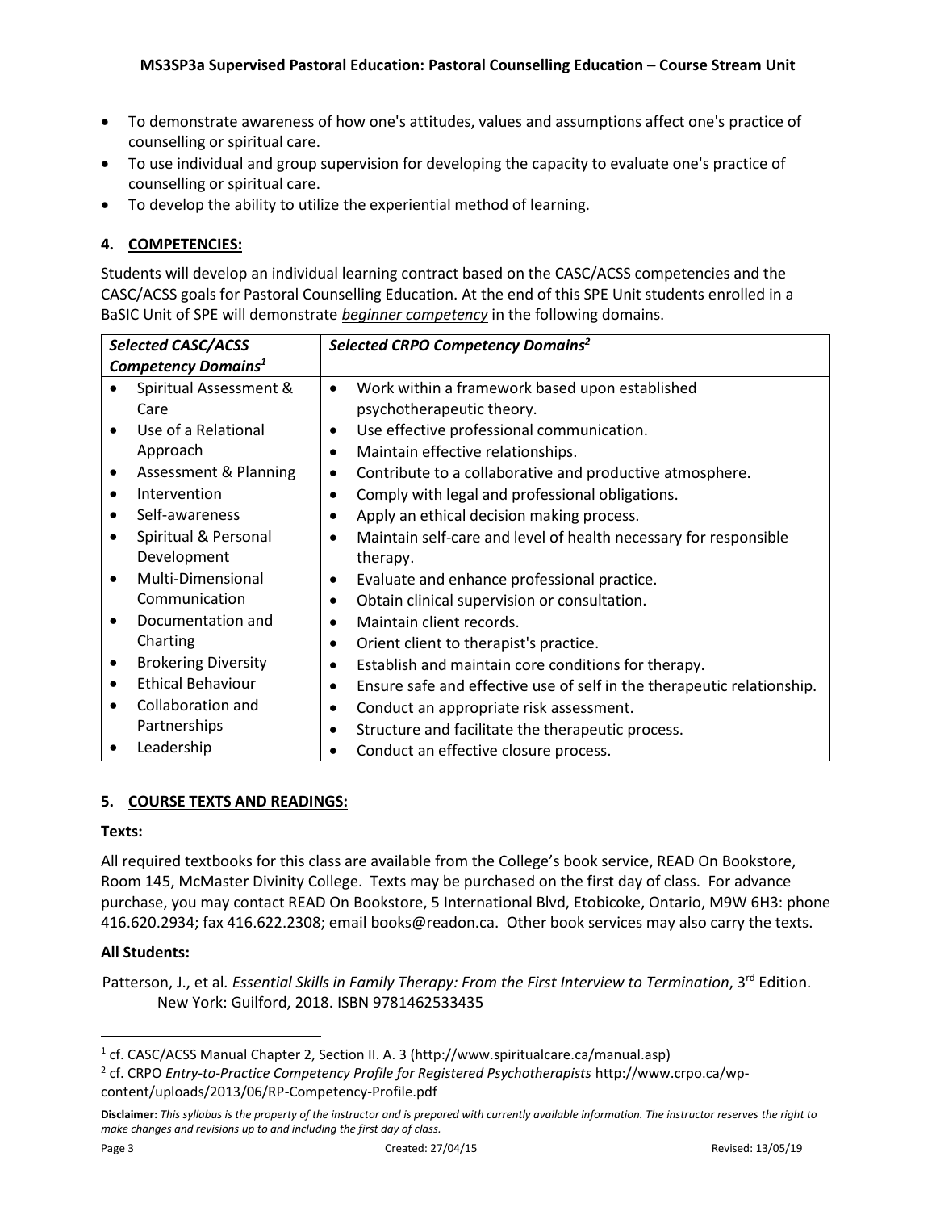- To demonstrate awareness of how one's attitudes, values and assumptions affect one's practice of counselling or spiritual care.
- To use individual and group supervision for developing the capacity to evaluate one's practice of counselling or spiritual care.
- To develop the ability to utilize the experiential method of learning.

## 4. COMPETENCIES:

Students will develop an individual learning contract based on the CASC/ACSS competencies and the CASC/ACSS goals for Pastoral Counselling Education. At the end of this SPE Unit students enrolled in a BaSIC Unit of SPE will demonstrate *beginner competency* in the following domains.

| *Selected CASC/ACSS Competency Domains*[1] | *Selected CRPO Competency Domains*[2] |
|---|---|
| • Spiritual Assessment & Care<br>• Use of a Relational Approach<br>• Assessment & Planning<br>• Intervention<br>• Self-awareness<br>• Spiritual & Personal Development<br>• Multi-Dimensional Communication<br>• Documentation and Charting<br>• Brokering Diversity<br>• Ethical Behaviour<br>• Collaboration and Partnerships<br>• Leadership | • Work within a framework based upon established psychotherapeutic theory.<br>• Use effective professional communication.<br>• Maintain effective relationships.<br>• Contribute to a collaborative and productive atmosphere.<br>• Comply with legal and professional obligations.<br>• Apply an ethical decision making process.<br>• Maintain self-care and level of health necessary for responsible therapy.<br>• Evaluate and enhance professional practice.<br>• Obtain clinical supervision or consultation.<br>• Maintain client records.<br>• Orient client to therapist's practice.<br>• Establish and maintain core conditions for therapy.<br>• Ensure safe and effective use of self in the therapeutic relationship.<br>• Conduct an appropriate risk assessment.<br>• Structure and facilitate the therapeutic process.<br>• Conduct an effective closure process. |

## 5. COURSE TEXTS AND READINGS:

### Texts:

All required textbooks for this class are available from the College's book service, READ On Bookstore, Room 145, McMaster Divinity College. Texts may be purchased on the first day of class. For advance purchase, you may contact READ On Bookstore, 5 International Blvd, Etobicoke, Ontario, M9W 6H3: phone 416.620.2934; fax 416.622.2308; email books@readon.ca. Other book services may also carry the texts.

### All Students:

Patterson, J., et al. *Essential Skills in Family Therapy: From the First Interview to Termination*, 3rd Edition. New York: Guilford, 2018. ISBN 9781462533435

---

[1] cf. CASC/ACSS Manual Chapter 2, Section II. A. 3 (http://www.spiritualcare.ca/manual.asp)

[2] cf. CRPO *Entry-to-Practice Competency Profile for Registered Psychotherapists* http://www.crpo.ca/wp-content/uploads/2013/06/RP-Competency-Profile.pdf

**Disclaimer:** *This syllabus is the property of the instructor and is prepared with currently available information. The instructor reserves the right to make changes and revisions up to and including the first day of class.*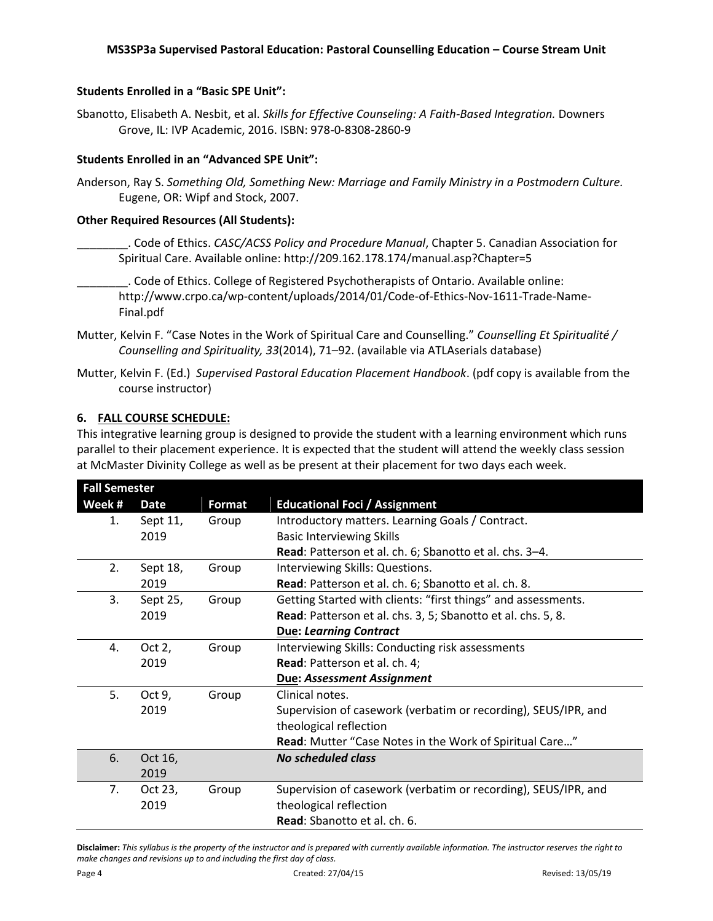**Students Enrolled in a "Basic SPE Unit":**

Sbanotto, Elisabeth A. Nesbit, et al. *Skills for Effective Counseling: A Faith-Based Integration.* Downers Grove, IL: IVP Academic, 2016. ISBN: 978-0-8308-2860-9

**Students Enrolled in an "Advanced SPE Unit":**

Anderson, Ray S. *Something Old, Something New: Marriage and Family Ministry in a Postmodern Culture.* Eugene, OR: Wipf and Stock, 2007.

**Other Required Resources (All Students):**

________. Code of Ethics. *CASC/ACSS Policy and Procedure Manual*, Chapter 5. Canadian Association for Spiritual Care. Available online: http://209.162.178.174/manual.asp?Chapter=5

________. Code of Ethics. College of Registered Psychotherapists of Ontario. Available online: http://www.crpo.ca/wp-content/uploads/2014/01/Code-of-Ethics-Nov-1611-Trade-Name-Final.pdf

Mutter, Kelvin F. "Case Notes in the Work of Spiritual Care and Counselling." *Counselling Et Spiritualité / Counselling and Spirituality, 33*(2014), 71–92. (available via ATLAserials database)

Mutter, Kelvin F. (Ed.) *Supervised Pastoral Education Placement Handbook*. (pdf copy is available from the course instructor)

## 6. FALL COURSE SCHEDULE:

This integrative learning group is designed to provide the student with a learning environment which runs parallel to their placement experience. It is expected that the student will attend the weekly class session at McMaster Divinity College as well as be present at their placement for two days each week.

| **Fall Semester** | | | |
|---|---|---|---|
| **Week #** | **Date** | **Format** | **Educational Foci / Assignment** |
| 1. | Sept 11, 2019 | Group | Introductory matters. Learning Goals / Contract.<br>Basic Interviewing Skills<br>**Read**: Patterson et al. ch. 6; Sbanotto et al. chs. 3–4. |
| 2. | Sept 18, 2019 | Group | Interviewing Skills: Questions.<br>**Read**: Patterson et al. ch. 6; Sbanotto et al. ch. 8. |
| 3. | Sept 25, 2019 | Group | Getting Started with clients: "first things" and assessments.<br>**Read**: Patterson et al. chs. 3, 5; Sbanotto et al. chs. 5, 8.<br>**Due: *Learning Contract*** |
| 4. | Oct 2, 2019 | Group | Interviewing Skills: Conducting risk assessments<br>**Read**: Patterson et al. ch. 4;<br>**Due: *Assessment Assignment*** |
| 5. | Oct 9, 2019 | Group | Clinical notes.<br>Supervision of casework (verbatim or recording), SEUS/IPR, and theological reflection<br>**Read**: Mutter "Case Notes in the Work of Spiritual Care…" |
| 6. | Oct 16, 2019 | | ***No scheduled class*** |
| 7. | Oct 23, 2019 | Group | Supervision of casework (verbatim or recording), SEUS/IPR, and theological reflection<br>**Read**: Sbanotto et al. ch. 6. |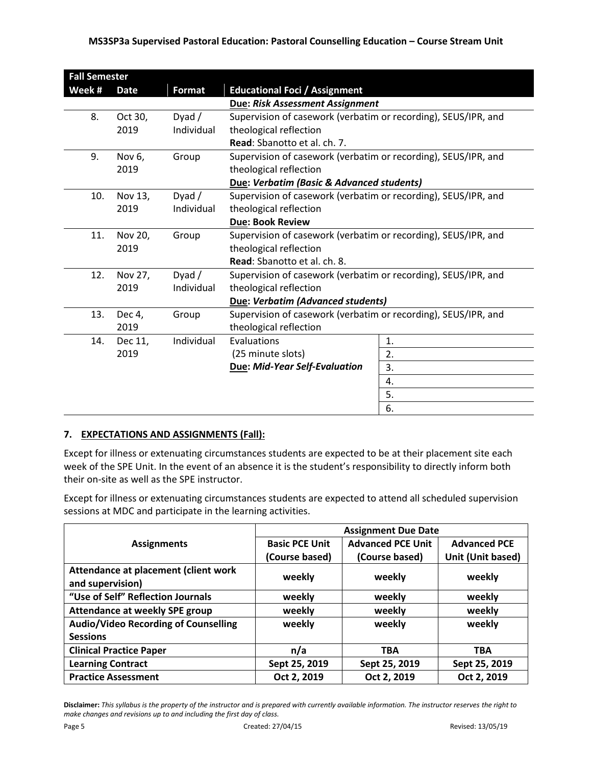| Fall Semester | | | | |
|---|---|---|---|---|
| **Week #** | **Date** | **Format** | **Educational Foci / Assignment** | |
| | | | **Due: *Risk Assessment Assignment*** | |
| 8. | Oct 30, 2019 | Dyad / Individual | Supervision of casework (verbatim or recording), SEUS/IPR, and theological reflection<br>**Read**: Sbanotto et al. ch. 7. | |
| 9. | Nov 6, 2019 | Group | Supervision of casework (verbatim or recording), SEUS/IPR, and theological reflection<br>**Due: *Verbatim (Basic & Advanced students)*** | |
| 10. | Nov 13, 2019 | Dyad / Individual | Supervision of casework (verbatim or recording), SEUS/IPR, and theological reflection<br>**Due: Book Review** | |
| 11. | Nov 20, 2019 | Group | Supervision of casework (verbatim or recording), SEUS/IPR, and theological reflection<br>**Read**: Sbanotto et al. ch. 8. | |
| 12. | Nov 27, 2019 | Dyad / Individual | Supervision of casework (verbatim or recording), SEUS/IPR, and theological reflection<br>**Due: *Verbatim (Advanced students)*** | |
| 13. | Dec 4, 2019 | Group | Supervision of casework (verbatim or recording), SEUS/IPR, and theological reflection | |
| 14. | Dec 11, 2019 | Individual | Evaluations<br>(25 minute slots)<br>**Due: *Mid-Year Self-Evaluation*** | 1.<br>2.<br>3.<br>4.<br>5.<br>6. |

## 7. EXPECTATIONS AND ASSIGNMENTS (Fall):

Except for illness or extenuating circumstances students are expected to be at their placement site each week of the SPE Unit. In the event of an absence it is the student's responsibility to directly inform both their on-site as well as the SPE instructor.

Except for illness or extenuating circumstances students are expected to attend all scheduled supervision sessions at MDC and participate in the learning activities.

| Assignments | Assignment Due Date | | |
|---|---|---|---|
| | **Basic PCE Unit (Course based)** | **Advanced PCE Unit (Course based)** | **Advanced PCE Unit (Unit based)** |
| **Attendance at placement (client work and supervision)** | **weekly** | **weekly** | **weekly** |
| **"Use of Self" Reflection Journals** | **weekly** | **weekly** | **weekly** |
| **Attendance at weekly SPE group** | **weekly** | **weekly** | **weekly** |
| **Audio/Video Recording of Counselling Sessions** | **weekly** | **weekly** | **weekly** |
| **Clinical Practice Paper** | **n/a** | **TBA** | **TBA** |
| **Learning Contract** | **Sept 25, 2019** | **Sept 25, 2019** | **Sept 25, 2019** |
| **Practice Assessment** | **Oct 2, 2019** | **Oct 2, 2019** | **Oct 2, 2019** |

**Disclaimer:** *This syllabus is the property of the instructor and is prepared with currently available information. The instructor reserves the right to make changes and revisions up to and including the first day of class.*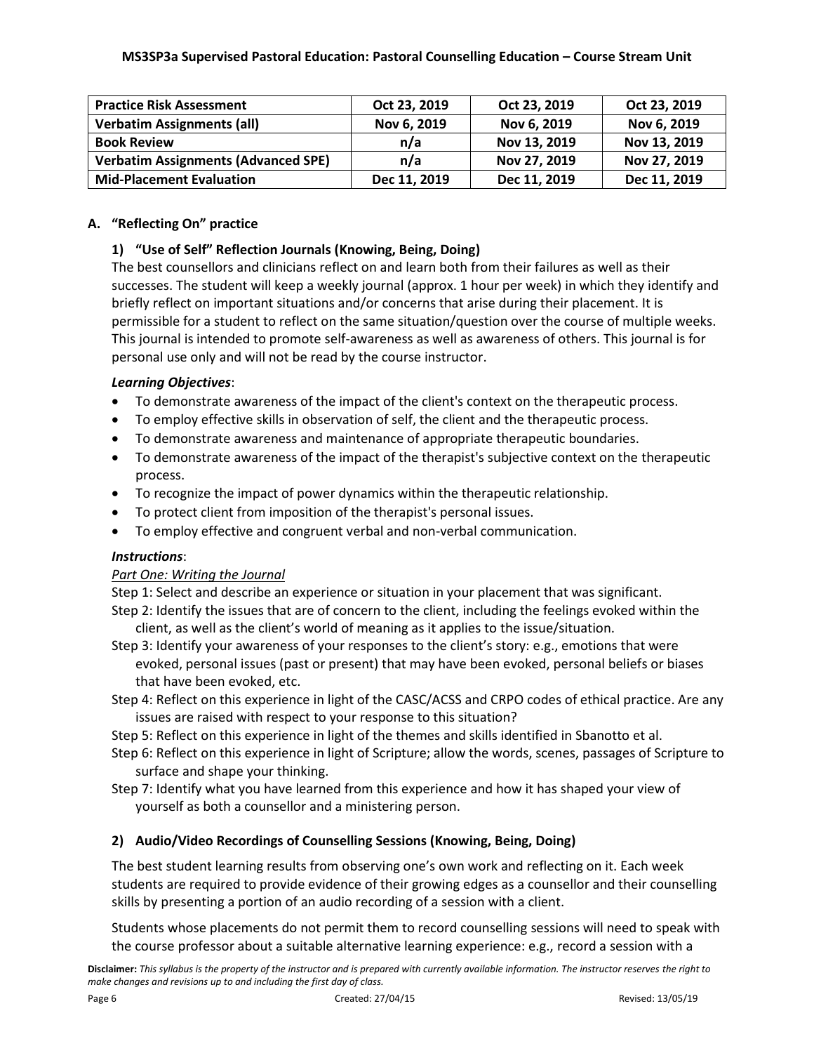| Practice Risk Assessment | Oct 23, 2019 | Oct 23, 2019 | Oct 23, 2019 |
|---|---|---|---|
| Verbatim Assignments (all) | Nov 6, 2019 | Nov 6, 2019 | Nov 6, 2019 |
| Book Review | n/a | Nov 13, 2019 | Nov 13, 2019 |
| Verbatim Assignments (Advanced SPE) | n/a | Nov 27, 2019 | Nov 27, 2019 |
| Mid-Placement Evaluation | Dec 11, 2019 | Dec 11, 2019 | Dec 11, 2019 |

## A. "Reflecting On" practice

### 1) "Use of Self" Reflection Journals (Knowing, Being, Doing)

The best counsellors and clinicians reflect on and learn both from their failures as well as their successes. The student will keep a weekly journal (approx. 1 hour per week) in which they identify and briefly reflect on important situations and/or concerns that arise during their placement. It is permissible for a student to reflect on the same situation/question over the course of multiple weeks. This journal is intended to promote self-awareness as well as awareness of others. This journal is for personal use only and will not be read by the course instructor.

***Learning Objectives***:

- To demonstrate awareness of the impact of the client's context on the therapeutic process.
- To employ effective skills in observation of self, the client and the therapeutic process.
- To demonstrate awareness and maintenance of appropriate therapeutic boundaries.
- To demonstrate awareness of the impact of the therapist's subjective context on the therapeutic process.
- To recognize the impact of power dynamics within the therapeutic relationship.
- To protect client from imposition of the therapist's personal issues.
- To employ effective and congruent verbal and non-verbal communication.

***Instructions***:

*Part One: Writing the Journal*

Step 1: Select and describe an experience or situation in your placement that was significant.
Step 2: Identify the issues that are of concern to the client, including the feelings evoked within the client, as well as the client's world of meaning as it applies to the issue/situation.
Step 3: Identify your awareness of your responses to the client's story: e.g., emotions that were evoked, personal issues (past or present) that may have been evoked, personal beliefs or biases that have been evoked, etc.
Step 4: Reflect on this experience in light of the CASC/ACSS and CRPO codes of ethical practice. Are any issues are raised with respect to your response to this situation?
Step 5: Reflect on this experience in light of the themes and skills identified in Sbanotto et al.
Step 6: Reflect on this experience in light of Scripture; allow the words, scenes, passages of Scripture to surface and shape your thinking.
Step 7: Identify what you have learned from this experience and how it has shaped your view of yourself as both a counsellor and a ministering person.

### 2) Audio/Video Recordings of Counselling Sessions (Knowing, Being, Doing)

The best student learning results from observing one's own work and reflecting on it. Each week students are required to provide evidence of their growing edges as a counsellor and their counselling skills by presenting a portion of an audio recording of a session with a client.

Students whose placements do not permit them to record counselling sessions will need to speak with the course professor about a suitable alternative learning experience: e.g., record a session with a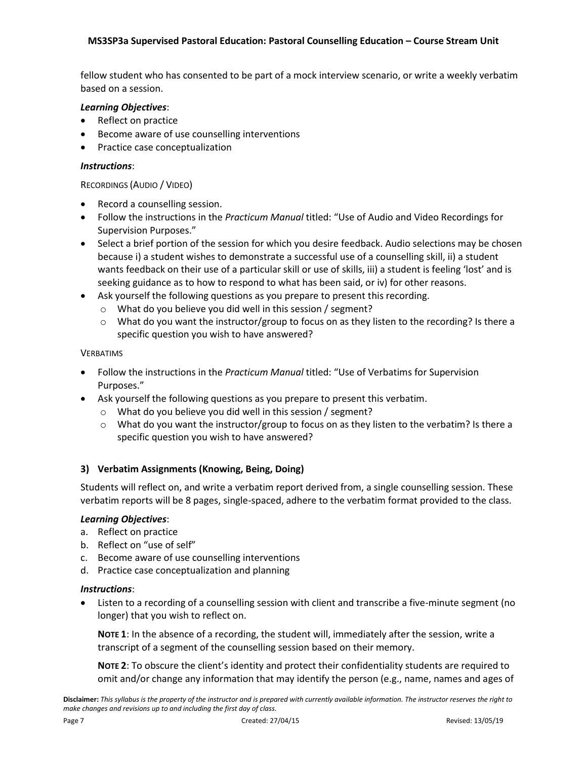fellow student who has consented to be part of a mock interview scenario, or write a weekly verbatim based on a session.

***Learning Objectives***:

- Reflect on practice
- Become aware of use counselling interventions
- Practice case conceptualization

***Instructions***:

RECORDINGS (AUDIO / VIDEO)

- Record a counselling session.
- Follow the instructions in the *Practicum Manual* titled: "Use of Audio and Video Recordings for Supervision Purposes."
- Select a brief portion of the session for which you desire feedback. Audio selections may be chosen because i) a student wishes to demonstrate a successful use of a counselling skill, ii) a student wants feedback on their use of a particular skill or use of skills, iii) a student is feeling 'lost' and is seeking guidance as to how to respond to what has been said, or iv) for other reasons.
- Ask yourself the following questions as you prepare to present this recording.
  - What do you believe you did well in this session / segment?
  - What do you want the instructor/group to focus on as they listen to the recording? Is there a specific question you wish to have answered?

VERBATIMS

- Follow the instructions in the *Practicum Manual* titled: "Use of Verbatims for Supervision Purposes."
- Ask yourself the following questions as you prepare to present this verbatim.
  - What do you believe you did well in this session / segment?
  - What do you want the instructor/group to focus on as they listen to the verbatim? Is there a specific question you wish to have answered?

### 3) Verbatim Assignments (Knowing, Being, Doing)

Students will reflect on, and write a verbatim report derived from, a single counselling session. These verbatim reports will be 8 pages, single-spaced, adhere to the verbatim format provided to the class.

***Learning Objectives***:

a. Reflect on practice
b. Reflect on "use of self"
c. Become aware of use counselling interventions
d. Practice case conceptualization and planning

***Instructions***:

- Listen to a recording of a counselling session with client and transcribe a five-minute segment (no longer) that you wish to reflect on.

  **NOTE 1**: In the absence of a recording, the student will, immediately after the session, write a transcript of a segment of the counselling session based on their memory.

  **NOTE 2**: To obscure the client's identity and protect their confidentiality students are required to omit and/or change any information that may identify the person (e.g., name, names and ages of

**Disclaimer:** *This syllabus is the property of the instructor and is prepared with currently available information. The instructor reserves the right to make changes and revisions up to and including the first day of class.*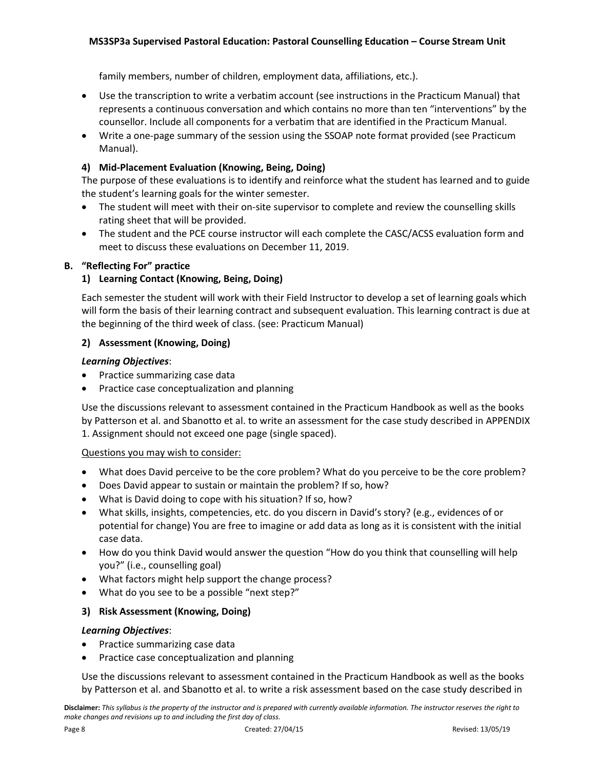family members, number of children, employment data, affiliations, etc.).

- Use the transcription to write a verbatim account (see instructions in the Practicum Manual) that represents a continuous conversation and which contains no more than ten "interventions" by the counsellor. Include all components for a verbatim that are identified in the Practicum Manual.
- Write a one-page summary of the session using the SSOAP note format provided (see Practicum Manual).

### 4) Mid-Placement Evaluation (Knowing, Being, Doing)

The purpose of these evaluations is to identify and reinforce what the student has learned and to guide the student's learning goals for the winter semester.

- The student will meet with their on-site supervisor to complete and review the counselling skills rating sheet that will be provided.
- The student and the PCE course instructor will each complete the CASC/ACSS evaluation form and meet to discuss these evaluations on December 11, 2019.

## B. "Reflecting For" practice

### 1) Learning Contact (Knowing, Being, Doing)

Each semester the student will work with their Field Instructor to develop a set of learning goals which will form the basis of their learning contract and subsequent evaluation. This learning contract is due at the beginning of the third week of class. (see: Practicum Manual)

### 2) Assessment (Knowing, Doing)

***Learning Objectives***:

- Practice summarizing case data
- Practice case conceptualization and planning

Use the discussions relevant to assessment contained in the Practicum Handbook as well as the books by Patterson et al. and Sbanotto et al. to write an assessment for the case study described in APPENDIX 1. Assignment should not exceed one page (single spaced).

<u>Questions you may wish to consider:</u>

- What does David perceive to be the core problem? What do you perceive to be the core problem?
- Does David appear to sustain or maintain the problem? If so, how?
- What is David doing to cope with his situation? If so, how?
- What skills, insights, competencies, etc. do you discern in David's story? (e.g., evidences of or potential for change) You are free to imagine or add data as long as it is consistent with the initial case data.
- How do you think David would answer the question "How do you think that counselling will help you?" (i.e., counselling goal)
- What factors might help support the change process?
- What do you see to be a possible "next step?"

### 3) Risk Assessment (Knowing, Doing)

***Learning Objectives***:

- Practice summarizing case data
- Practice case conceptualization and planning

Use the discussions relevant to assessment contained in the Practicum Handbook as well as the books by Patterson et al. and Sbanotto et al. to write a risk assessment based on the case study described in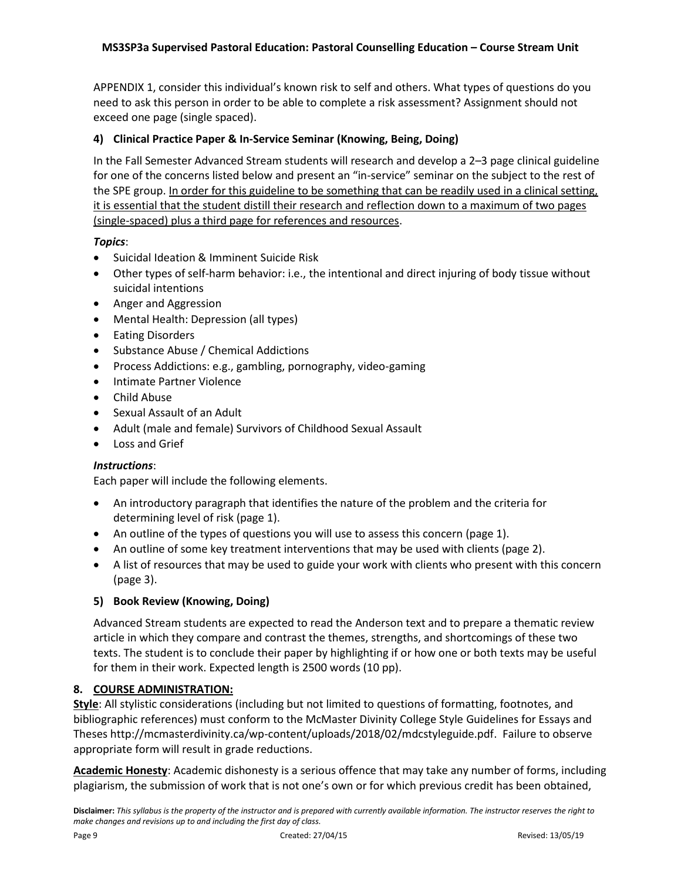APPENDIX 1, consider this individual's known risk to self and others. What types of questions do you need to ask this person in order to be able to complete a risk assessment? Assignment should not exceed one page (single spaced).

### 4) Clinical Practice Paper & In-Service Seminar (Knowing, Being, Doing)

In the Fall Semester Advanced Stream students will research and develop a 2–3 page clinical guideline for one of the concerns listed below and present an "in-service" seminar on the subject to the rest of the SPE group. <u>In order for this guideline to be something that can be readily used in a clinical setting, it is essential that the student distill their research and reflection down to a maximum of two pages (single-spaced) plus a third page for references and resources</u>.

***Topics***:

- Suicidal Ideation & Imminent Suicide Risk
- Other types of self-harm behavior: i.e., the intentional and direct injuring of body tissue without suicidal intentions
- Anger and Aggression
- Mental Health: Depression (all types)
- Eating Disorders
- Substance Abuse / Chemical Addictions
- Process Addictions: e.g., gambling, pornography, video-gaming
- Intimate Partner Violence
- Child Abuse
- Sexual Assault of an Adult
- Adult (male and female) Survivors of Childhood Sexual Assault
- Loss and Grief

***Instructions***:

Each paper will include the following elements.

- An introductory paragraph that identifies the nature of the problem and the criteria for determining level of risk (page 1).
- An outline of the types of questions you will use to assess this concern (page 1).
- An outline of some key treatment interventions that may be used with clients (page 2).
- A list of resources that may be used to guide your work with clients who present with this concern (page 3).

### 5) Book Review (Knowing, Doing)

Advanced Stream students are expected to read the Anderson text and to prepare a thematic review article in which they compare and contrast the themes, strengths, and shortcomings of these two texts. The student is to conclude their paper by highlighting if or how one or both texts may be useful for them in their work. Expected length is 2500 words (10 pp).

## 8. COURSE ADMINISTRATION:

**Style**: All stylistic considerations (including but not limited to questions of formatting, footnotes, and bibliographic references) must conform to the McMaster Divinity College Style Guidelines for Essays and Theses http://mcmasterdivinity.ca/wp-content/uploads/2018/02/mdcstyleguide.pdf. Failure to observe appropriate form will result in grade reductions.

**Academic Honesty**: Academic dishonesty is a serious offence that may take any number of forms, including plagiarism, the submission of work that is not one's own or for which previous credit has been obtained,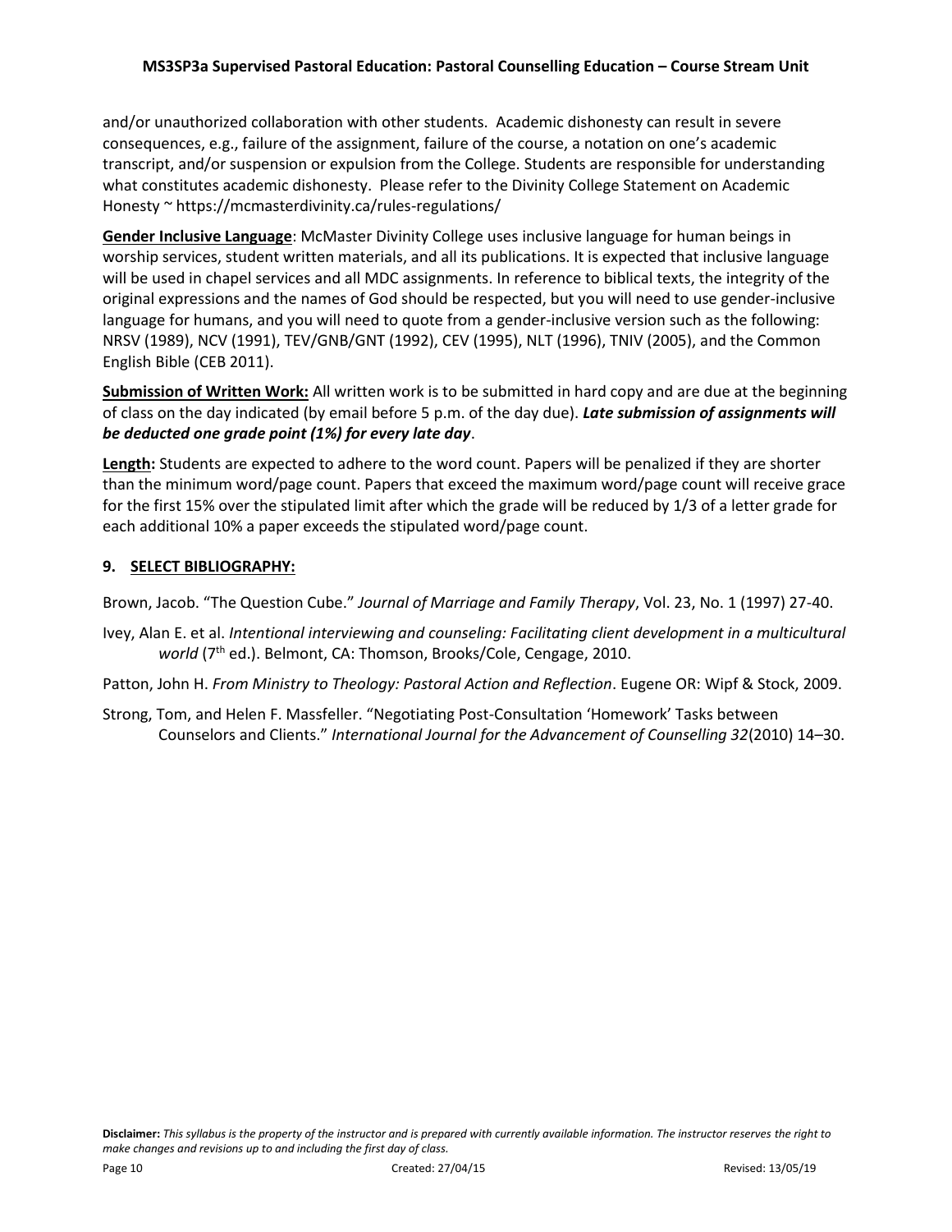and/or unauthorized collaboration with other students. Academic dishonesty can result in severe consequences, e.g., failure of the assignment, failure of the course, a notation on one's academic transcript, and/or suspension or expulsion from the College. Students are responsible for understanding what constitutes academic dishonesty. Please refer to the Divinity College Statement on Academic Honesty ~ https://mcmasterdivinity.ca/rules-regulations/

**Gender Inclusive Language**: McMaster Divinity College uses inclusive language for human beings in worship services, student written materials, and all its publications. It is expected that inclusive language will be used in chapel services and all MDC assignments. In reference to biblical texts, the integrity of the original expressions and the names of God should be respected, but you will need to use gender-inclusive language for humans, and you will need to quote from a gender-inclusive version such as the following: NRSV (1989), NCV (1991), TEV/GNB/GNT (1992), CEV (1995), NLT (1996), TNIV (2005), and the Common English Bible (CEB 2011).

**Submission of Written Work:** All written work is to be submitted in hard copy and are due at the beginning of class on the day indicated (by email before 5 p.m. of the day due). ***Late submission of assignments will be deducted one grade point (1%) for every late day***.

**Length:** Students are expected to adhere to the word count. Papers will be penalized if they are shorter than the minimum word/page count. Papers that exceed the maximum word/page count will receive grace for the first 15% over the stipulated limit after which the grade will be reduced by 1/3 of a letter grade for each additional 10% a paper exceeds the stipulated word/page count.

## 9. SELECT BIBLIOGRAPHY:

Brown, Jacob. "The Question Cube." *Journal of Marriage and Family Therapy*, Vol. 23, No. 1 (1997) 27-40.

Ivey, Alan E. et al. *Intentional interviewing and counseling: Facilitating client development in a multicultural world* (7th ed.). Belmont, CA: Thomson, Brooks/Cole, Cengage, 2010.

Patton, John H. *From Ministry to Theology: Pastoral Action and Reflection*. Eugene OR: Wipf & Stock, 2009.

Strong, Tom, and Helen F. Massfeller. "Negotiating Post-Consultation 'Homework' Tasks between Counselors and Clients." *International Journal for the Advancement of Counselling 32*(2010) 14–30.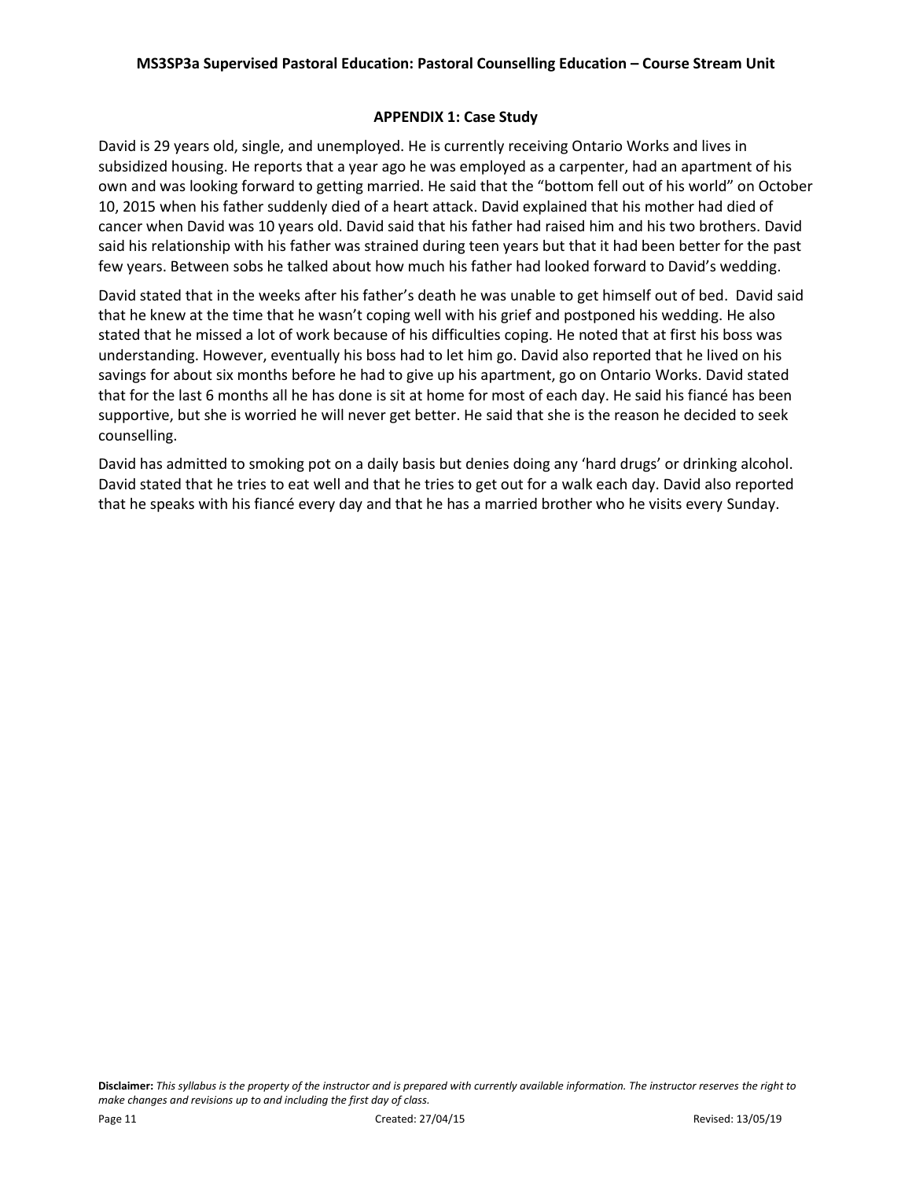## APPENDIX 1: Case Study

David is 29 years old, single, and unemployed. He is currently receiving Ontario Works and lives in subsidized housing. He reports that a year ago he was employed as a carpenter, had an apartment of his own and was looking forward to getting married. He said that the "bottom fell out of his world" on October 10, 2015 when his father suddenly died of a heart attack. David explained that his mother had died of cancer when David was 10 years old. David said that his father had raised him and his two brothers. David said his relationship with his father was strained during teen years but that it had been better for the past few years. Between sobs he talked about how much his father had looked forward to David's wedding.

David stated that in the weeks after his father's death he was unable to get himself out of bed. David said that he knew at the time that he wasn't coping well with his grief and postponed his wedding. He also stated that he missed a lot of work because of his difficulties coping. He noted that at first his boss was understanding. However, eventually his boss had to let him go. David also reported that he lived on his savings for about six months before he had to give up his apartment, go on Ontario Works. David stated that for the last 6 months all he has done is sit at home for most of each day. He said his fiancé has been supportive, but she is worried he will never get better. He said that she is the reason he decided to seek counselling.

David has admitted to smoking pot on a daily basis but denies doing any 'hard drugs' or drinking alcohol. David stated that he tries to eat well and that he tries to get out for a walk each day. David also reported that he speaks with his fiancé every day and that he has a married brother who he visits every Sunday.